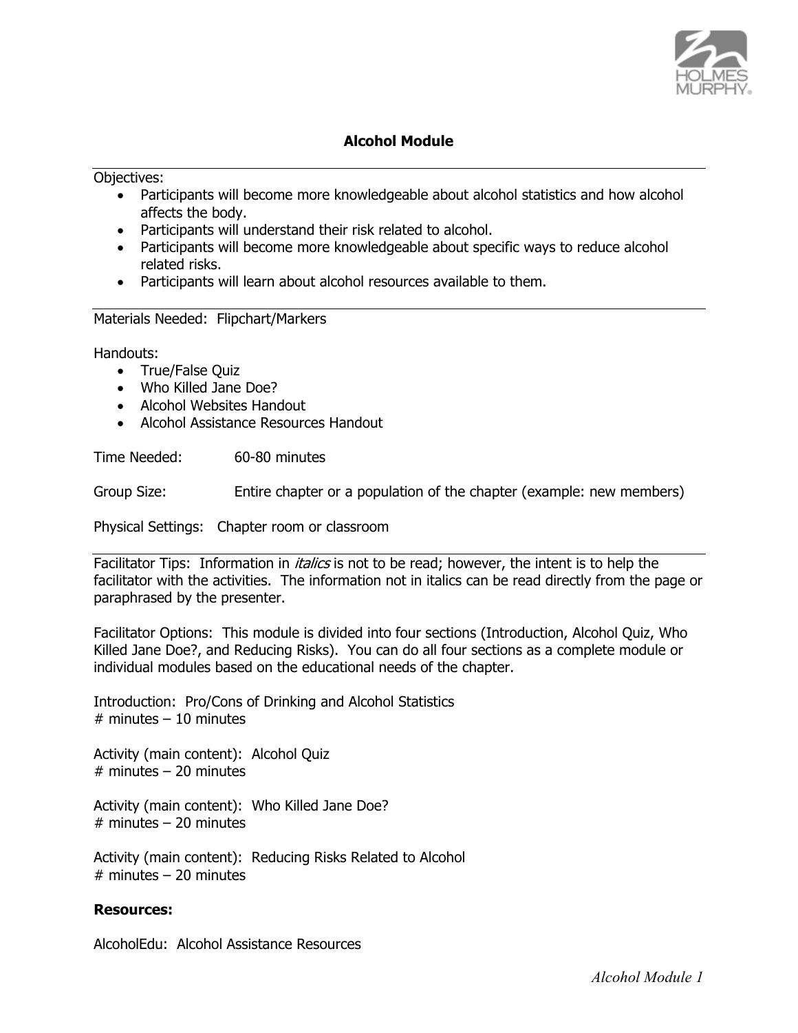# Alcohol Module

Objectives:

- Participants will become more knowledgeable about alcohol statistics and how alcohol affects the body.
- Participants will understand their risk related to alcohol.
- Participants will become more knowledgeable about specific ways to reduce alcohol related risks.
- Participants will learn about alcohol resources available to them.

Materials Needed: Flipchart/Markers

Handouts:

- True/False Quiz
- Who Killed Jane Doe?
- Alcohol Websites Handout
- Alcohol Assistance Resources Handout

Time Needed: 60-80 minutes

Group Size: Entire chapter or a population of the chapter (example: new members)

Physical Settings: Chapter room or classroom

Facilitator Tips: Information in *italics* is not to be read; however, the intent is to help the facilitator with the activities. The information not in italics can be read directly from the page or paraphrased by the presenter.

Facilitator Options: This module is divided into four sections (Introduction, Alcohol Quiz, Who Killed Jane Doe?, and Reducing Risks). You can do all four sections as a complete module or individual modules based on the educational needs of the chapter.

Introduction: Pro/Cons of Drinking and Alcohol Statistics
# minutes – 10 minutes

Activity (main content): Alcohol Quiz
# minutes – 20 minutes

Activity (main content): Who Killed Jane Doe?
# minutes – 20 minutes

Activity (main content): Reducing Risks Related to Alcohol
# minutes – 20 minutes

**Resources:**

AlcoholEdu: Alcohol Assistance Resources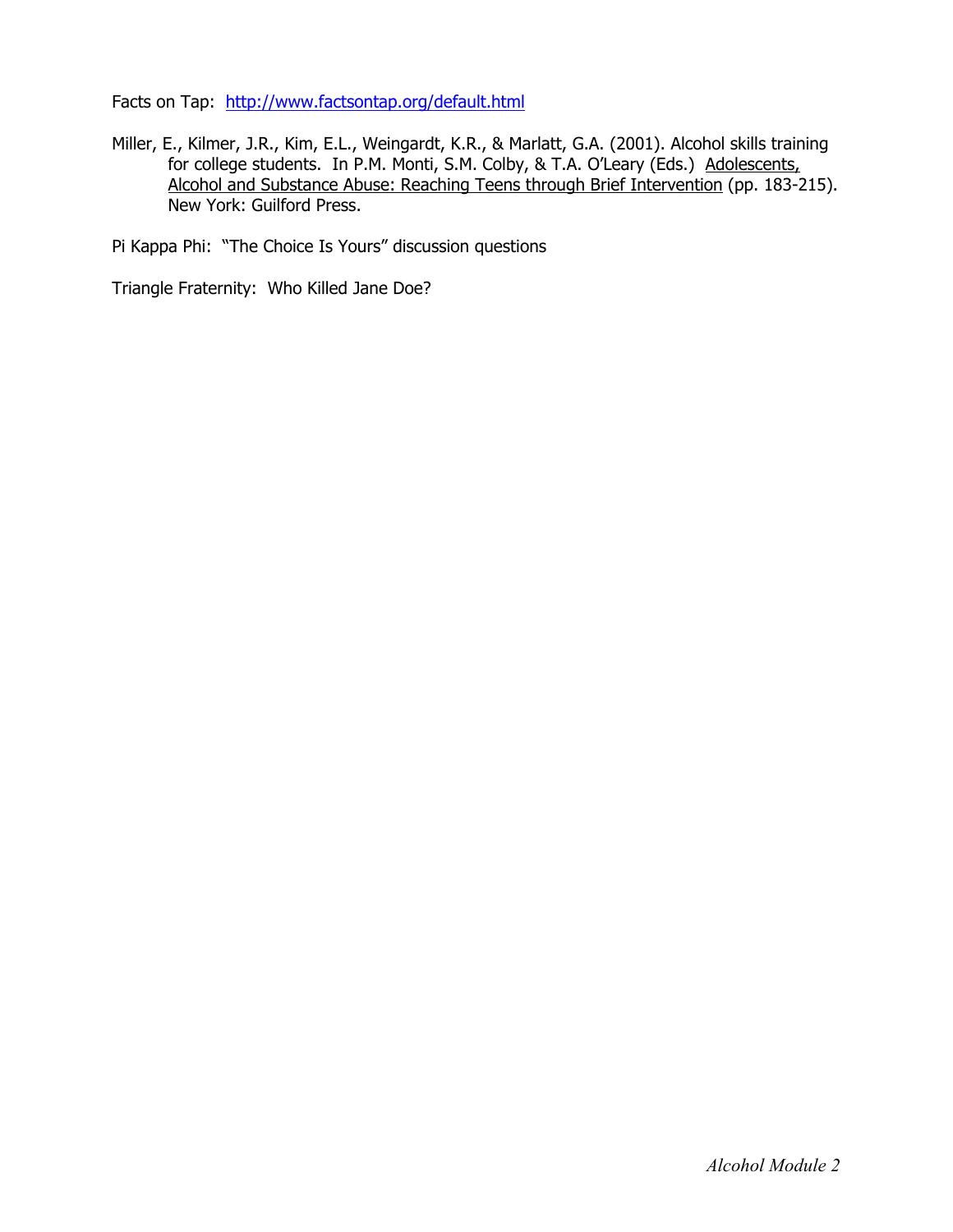Facts on Tap: [http://www.factsontap.org/default.html](http://www.factsontap.org/default.html)

Miller, E., Kilmer, J.R., Kim, E.L., Weingardt, K.R., & Marlatt, G.A. (2001). Alcohol skills training for college students. In P.M. Monti, S.M. Colby, & T.A. O'Leary (Eds.) Adolescents, Alcohol and Substance Abuse: Reaching Teens through Brief Intervention (pp. 183-215). New York: Guilford Press.

Pi Kappa Phi: "The Choice Is Yours" discussion questions

Triangle Fraternity: Who Killed Jane Doe?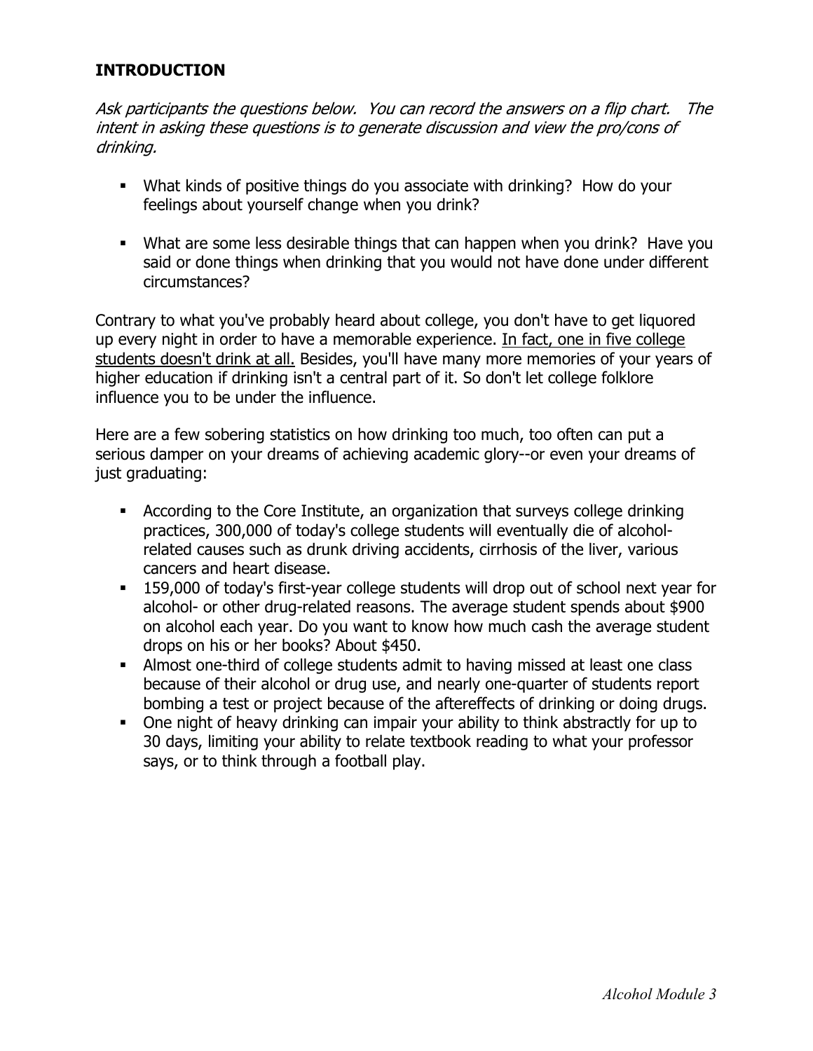## INTRODUCTION

*Ask participants the questions below. You can record the answers on a flip chart. The intent in asking these questions is to generate discussion and view the pro/cons of drinking.*

- What kinds of positive things do you associate with drinking? How do your feelings about yourself change when you drink?

- What are some less desirable things that can happen when you drink? Have you said or done things when drinking that you would not have done under different circumstances?

Contrary to what you've probably heard about college, you don't have to get liquored up every night in order to have a memorable experience. <u>In fact, one in five college students doesn't drink at all.</u> Besides, you'll have many more memories of your years of higher education if drinking isn't a central part of it. So don't let college folklore influence you to be under the influence.

Here are a few sobering statistics on how drinking too much, too often can put a serious damper on your dreams of achieving academic glory--or even your dreams of just graduating:

- According to the Core Institute, an organization that surveys college drinking practices, 300,000 of today's college students will eventually die of alcohol-related causes such as drunk driving accidents, cirrhosis of the liver, various cancers and heart disease.
- 159,000 of today's first-year college students will drop out of school next year for alcohol- or other drug-related reasons. The average student spends about $900 on alcohol each year. Do you want to know how much cash the average student drops on his or her books? About $450.
- Almost one-third of college students admit to having missed at least one class because of their alcohol or drug use, and nearly one-quarter of students report bombing a test or project because of the aftereffects of drinking or doing drugs.
- One night of heavy drinking can impair your ability to think abstractly for up to 30 days, limiting your ability to relate textbook reading to what your professor says, or to think through a football play.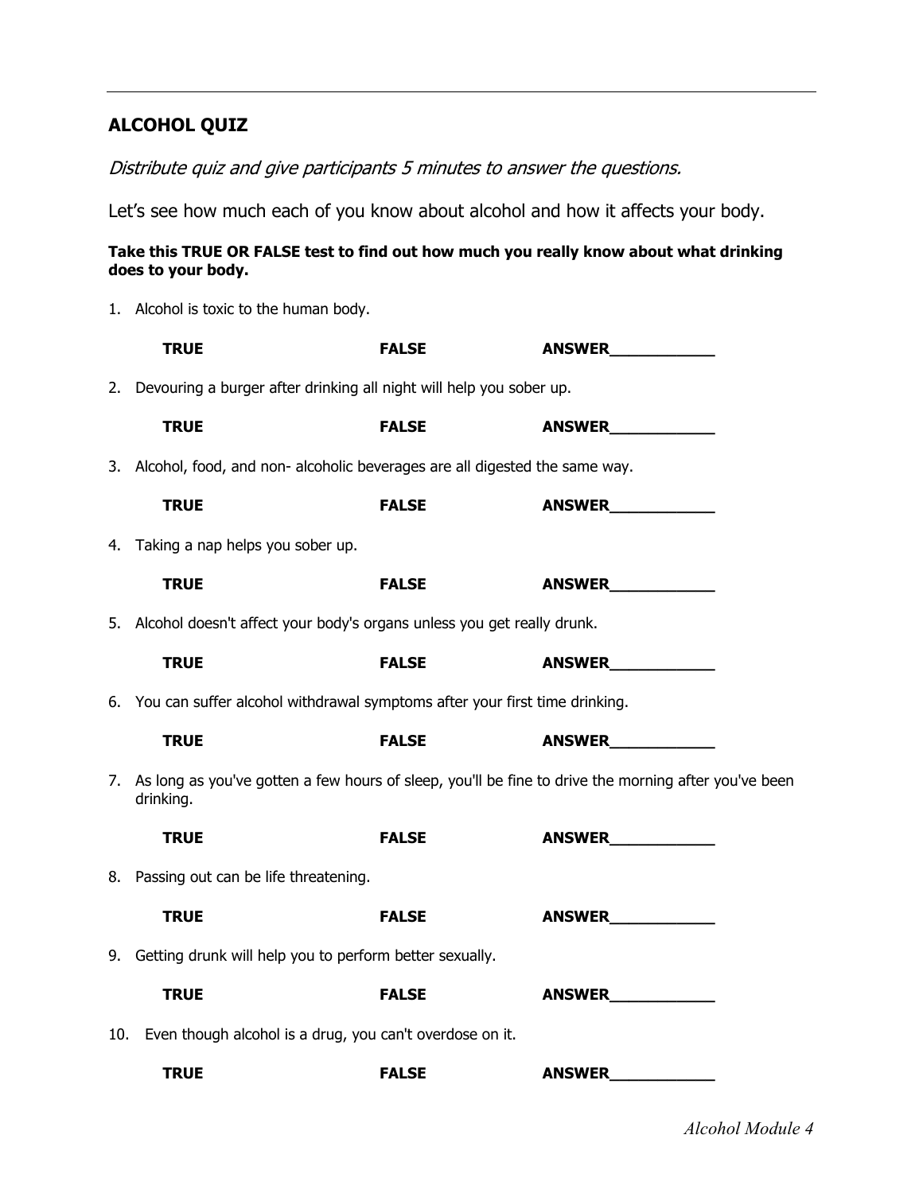## ALCOHOL QUIZ

*Distribute quiz and give participants 5 minutes to answer the questions.*

Let's see how much each of you know about alcohol and how it affects your body.

**Take this TRUE OR FALSE test to find out how much you really know about what drinking does to your body.**

1. Alcohol is toxic to the human body.

   **TRUE** **FALSE** **ANSWER___________**

2. Devouring a burger after drinking all night will help you sober up.

   **TRUE** **FALSE** **ANSWER___________**

3. Alcohol, food, and non- alcoholic beverages are all digested the same way.

   **TRUE** **FALSE** **ANSWER___________**

4. Taking a nap helps you sober up.

   **TRUE** **FALSE** **ANSWER___________**

5. Alcohol doesn't affect your body's organs unless you get really drunk.

   **TRUE** **FALSE** **ANSWER___________**

6. You can suffer alcohol withdrawal symptoms after your first time drinking.

   **TRUE** **FALSE** **ANSWER___________**

7. As long as you've gotten a few hours of sleep, you'll be fine to drive the morning after you've been drinking.

   **TRUE** **FALSE** **ANSWER___________**

8. Passing out can be life threatening.

   **TRUE** **FALSE** **ANSWER___________**

9. Getting drunk will help you to perform better sexually.

   **TRUE** **FALSE** **ANSWER___________**

10. Even though alcohol is a drug, you can't overdose on it.

    **TRUE** **FALSE** **ANSWER___________**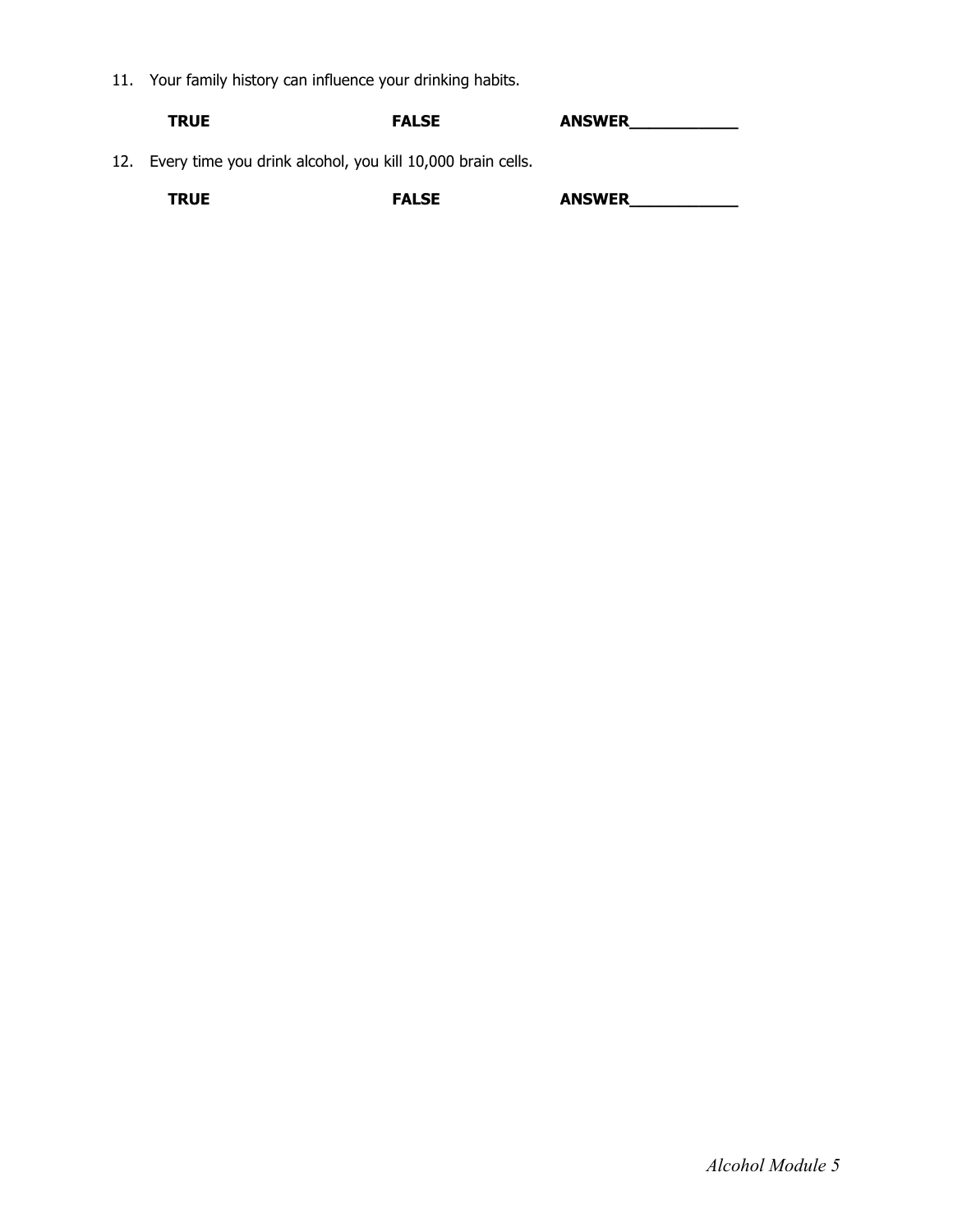11. Your family history can influence your drinking habits.

    **TRUE** **FALSE** **ANSWER___________**

12. Every time you drink alcohol, you kill 10,000 brain cells.

    **TRUE** **FALSE** **ANSWER___________**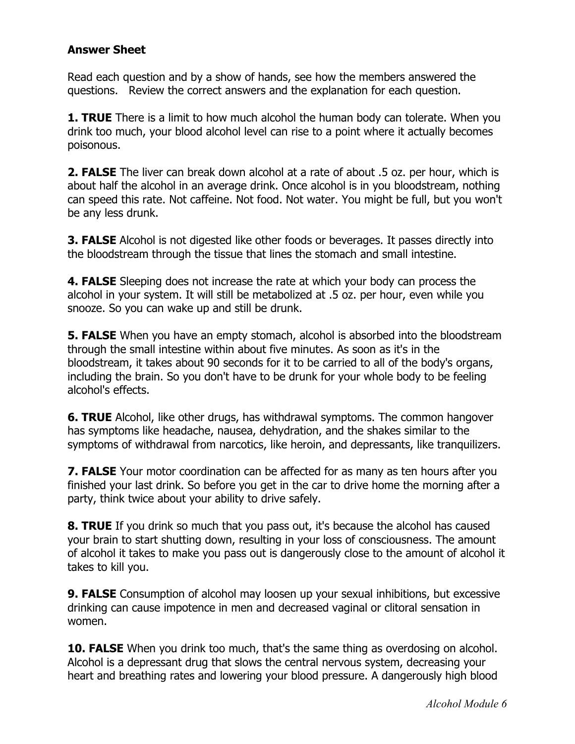**Answer Sheet**

Read each question and by a show of hands, see how the members answered the questions. Review the correct answers and the explanation for each question.

**1. TRUE** There is a limit to how much alcohol the human body can tolerate. When you drink too much, your blood alcohol level can rise to a point where it actually becomes poisonous.

**2. FALSE** The liver can break down alcohol at a rate of about .5 oz. per hour, which is about half the alcohol in an average drink. Once alcohol is in you bloodstream, nothing can speed this rate. Not caffeine. Not food. Not water. You might be full, but you won't be any less drunk.

**3. FALSE** Alcohol is not digested like other foods or beverages. It passes directly into the bloodstream through the tissue that lines the stomach and small intestine.

**4. FALSE** Sleeping does not increase the rate at which your body can process the alcohol in your system. It will still be metabolized at .5 oz. per hour, even while you snooze. So you can wake up and still be drunk.

**5. FALSE** When you have an empty stomach, alcohol is absorbed into the bloodstream through the small intestine within about five minutes. As soon as it's in the bloodstream, it takes about 90 seconds for it to be carried to all of the body's organs, including the brain. So you don't have to be drunk for your whole body to be feeling alcohol's effects.

**6. TRUE** Alcohol, like other drugs, has withdrawal symptoms. The common hangover has symptoms like headache, nausea, dehydration, and the shakes similar to the symptoms of withdrawal from narcotics, like heroin, and depressants, like tranquilizers.

**7. FALSE** Your motor coordination can be affected for as many as ten hours after you finished your last drink. So before you get in the car to drive home the morning after a party, think twice about your ability to drive safely.

**8. TRUE** If you drink so much that you pass out, it's because the alcohol has caused your brain to start shutting down, resulting in your loss of consciousness. The amount of alcohol it takes to make you pass out is dangerously close to the amount of alcohol it takes to kill you.

**9. FALSE** Consumption of alcohol may loosen up your sexual inhibitions, but excessive drinking can cause impotence in men and decreased vaginal or clitoral sensation in women.

**10. FALSE** When you drink too much, that's the same thing as overdosing on alcohol. Alcohol is a depressant drug that slows the central nervous system, decreasing your heart and breathing rates and lowering your blood pressure. A dangerously high blood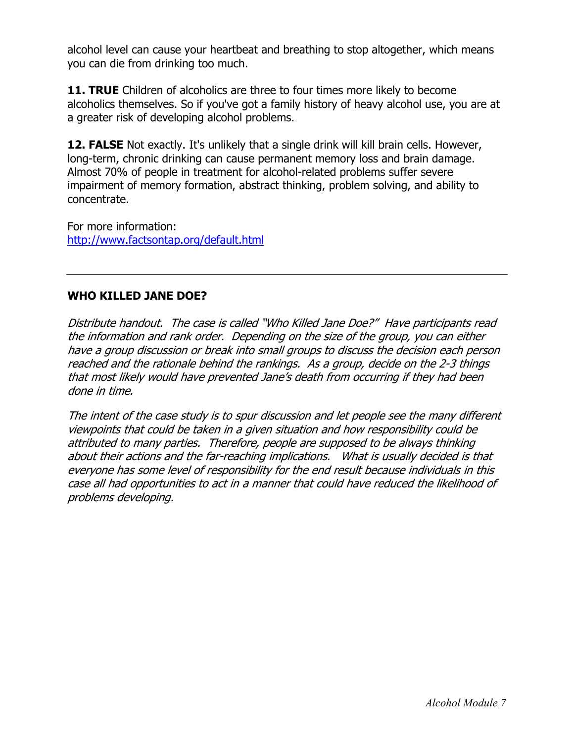alcohol level can cause your heartbeat and breathing to stop altogether, which means you can die from drinking too much.

**11. TRUE** Children of alcoholics are three to four times more likely to become alcoholics themselves. So if you've got a family history of heavy alcohol use, you are at a greater risk of developing alcohol problems.

**12. FALSE** Not exactly. It's unlikely that a single drink will kill brain cells. However, long-term, chronic drinking can cause permanent memory loss and brain damage. Almost 70% of people in treatment for alcohol-related problems suffer severe impairment of memory formation, abstract thinking, problem solving, and ability to concentrate.

For more information:
http://www.factsontap.org/default.html

---

## WHO KILLED JANE DOE?

*Distribute handout. The case is called "Who Killed Jane Doe?" Have participants read the information and rank order. Depending on the size of the group, you can either have a group discussion or break into small groups to discuss the decision each person reached and the rationale behind the rankings. As a group, decide on the 2-3 things that most likely would have prevented Jane's death from occurring if they had been done in time.*

*The intent of the case study is to spur discussion and let people see the many different viewpoints that could be taken in a given situation and how responsibility could be attributed to many parties. Therefore, people are supposed to be always thinking about their actions and the far-reaching implications. What is usually decided is that everyone has some level of responsibility for the end result because individuals in this case all had opportunities to act in a manner that could have reduced the likelihood of problems developing.*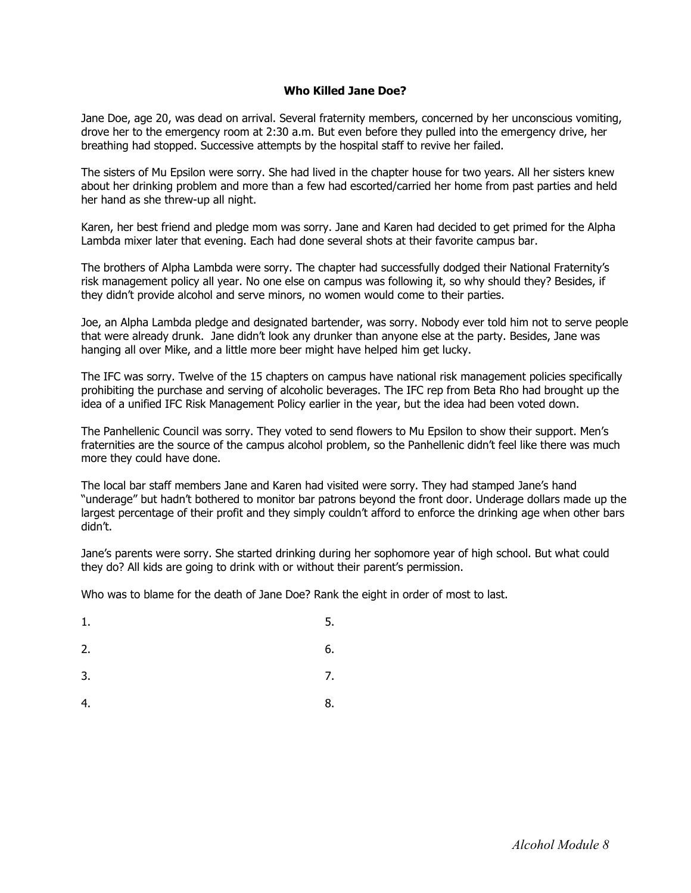## Who Killed Jane Doe?

Jane Doe, age 20, was dead on arrival. Several fraternity members, concerned by her unconscious vomiting, drove her to the emergency room at 2:30 a.m. But even before they pulled into the emergency drive, her breathing had stopped. Successive attempts by the hospital staff to revive her failed.

The sisters of Mu Epsilon were sorry. She had lived in the chapter house for two years. All her sisters knew about her drinking problem and more than a few had escorted/carried her home from past parties and held her hand as she threw-up all night.

Karen, her best friend and pledge mom was sorry. Jane and Karen had decided to get primed for the Alpha Lambda mixer later that evening. Each had done several shots at their favorite campus bar.

The brothers of Alpha Lambda were sorry. The chapter had successfully dodged their National Fraternity's risk management policy all year. No one else on campus was following it, so why should they? Besides, if they didn't provide alcohol and serve minors, no women would come to their parties.

Joe, an Alpha Lambda pledge and designated bartender, was sorry. Nobody ever told him not to serve people that were already drunk. Jane didn't look any drunker than anyone else at the party. Besides, Jane was hanging all over Mike, and a little more beer might have helped him get lucky.

The IFC was sorry. Twelve of the 15 chapters on campus have national risk management policies specifically prohibiting the purchase and serving of alcoholic beverages. The IFC rep from Beta Rho had brought up the idea of a unified IFC Risk Management Policy earlier in the year, but the idea had been voted down.

The Panhellenic Council was sorry. They voted to send flowers to Mu Epsilon to show their support. Men's fraternities are the source of the campus alcohol problem, so the Panhellenic didn't feel like there was much more they could have done.

The local bar staff members Jane and Karen had visited were sorry. They had stamped Jane's hand "underage" but hadn't bothered to monitor bar patrons beyond the front door. Underage dollars made up the largest percentage of their profit and they simply couldn't afford to enforce the drinking age when other bars didn't.

Jane's parents were sorry. She started drinking during her sophomore year of high school. But what could they do? All kids are going to drink with or without their parent's permission.

Who was to blame for the death of Jane Doe? Rank the eight in order of most to last.

1.

2.

3.

4.

5.

6.

7.

8.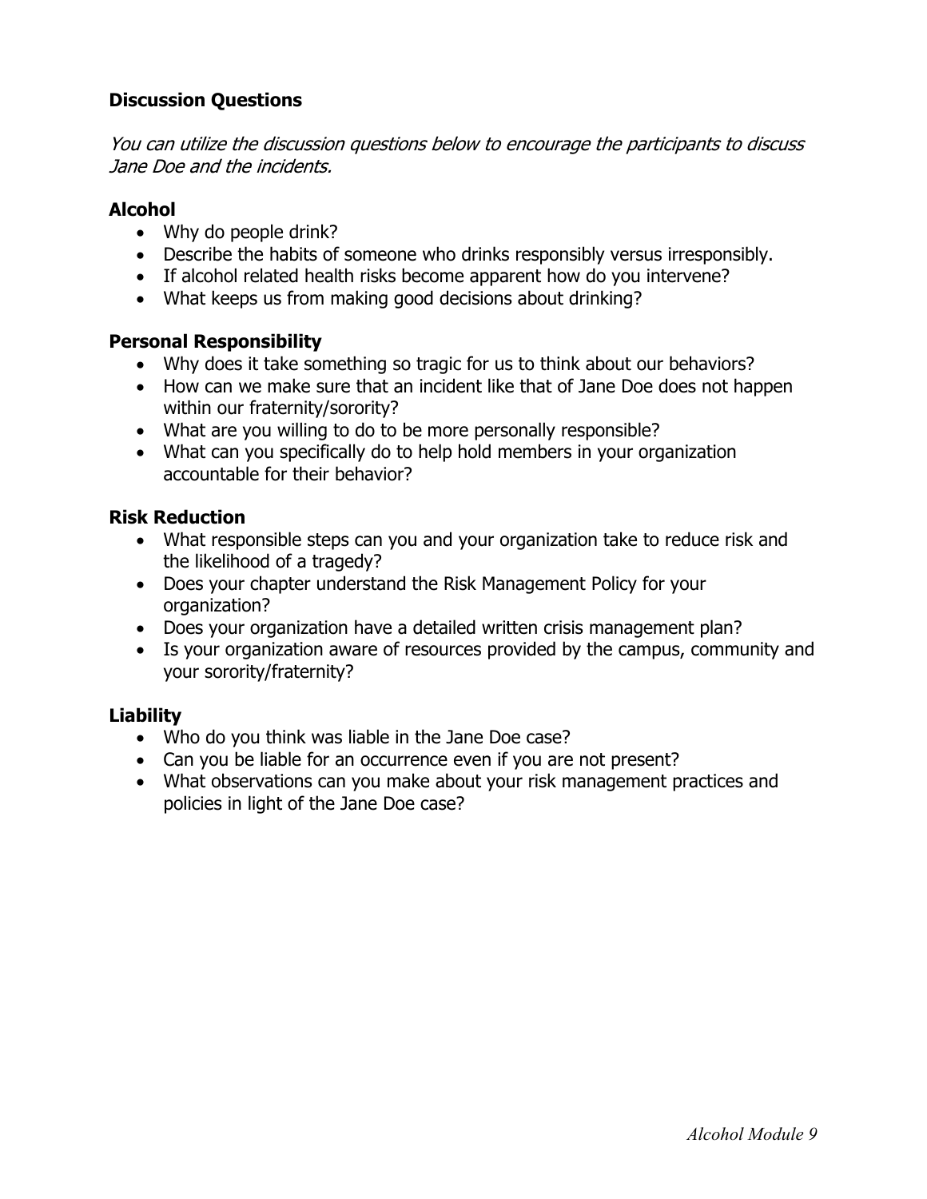## Discussion Questions

*You can utilize the discussion questions below to encourage the participants to discuss Jane Doe and the incidents.*

### Alcohol

- Why do people drink?
- Describe the habits of someone who drinks responsibly versus irresponsibly.
- If alcohol related health risks become apparent how do you intervene?
- What keeps us from making good decisions about drinking?

### Personal Responsibility

- Why does it take something so tragic for us to think about our behaviors?
- How can we make sure that an incident like that of Jane Doe does not happen within our fraternity/sorority?
- What are you willing to do to be more personally responsible?
- What can you specifically do to help hold members in your organization accountable for their behavior?

### Risk Reduction

- What responsible steps can you and your organization take to reduce risk and the likelihood of a tragedy?
- Does your chapter understand the Risk Management Policy for your organization?
- Does your organization have a detailed written crisis management plan?
- Is your organization aware of resources provided by the campus, community and your sorority/fraternity?

### Liability

- Who do you think was liable in the Jane Doe case?
- Can you be liable for an occurrence even if you are not present?
- What observations can you make about your risk management practices and policies in light of the Jane Doe case?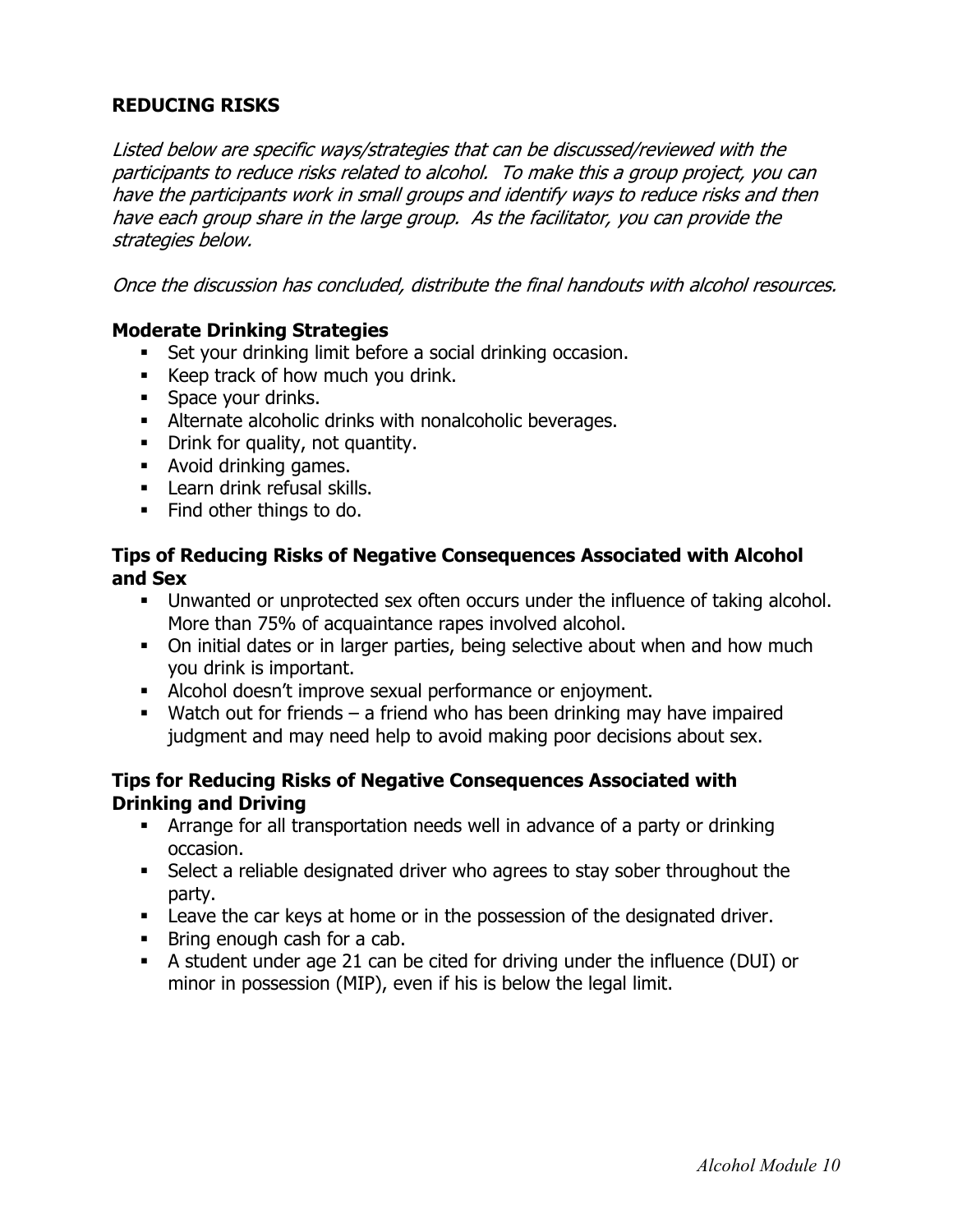## REDUCING RISKS

*Listed below are specific ways/strategies that can be discussed/reviewed with the participants to reduce risks related to alcohol. To make this a group project, you can have the participants work in small groups and identify ways to reduce risks and then have each group share in the large group. As the facilitator, you can provide the strategies below.*

*Once the discussion has concluded, distribute the final handouts with alcohol resources.*

### Moderate Drinking Strategies

- Set your drinking limit before a social drinking occasion.
- Keep track of how much you drink.
- Space your drinks.
- Alternate alcoholic drinks with nonalcoholic beverages.
- Drink for quality, not quantity.
- Avoid drinking games.
- Learn drink refusal skills.
- Find other things to do.

### Tips of Reducing Risks of Negative Consequences Associated with Alcohol and Sex

- Unwanted or unprotected sex often occurs under the influence of taking alcohol. More than 75% of acquaintance rapes involved alcohol.
- On initial dates or in larger parties, being selective about when and how much you drink is important.
- Alcohol doesn't improve sexual performance or enjoyment.
- Watch out for friends – a friend who has been drinking may have impaired judgment and may need help to avoid making poor decisions about sex.

### Tips for Reducing Risks of Negative Consequences Associated with Drinking and Driving

- Arrange for all transportation needs well in advance of a party or drinking occasion.
- Select a reliable designated driver who agrees to stay sober throughout the party.
- Leave the car keys at home or in the possession of the designated driver.
- Bring enough cash for a cab.
- A student under age 21 can be cited for driving under the influence (DUI) or minor in possession (MIP), even if his is below the legal limit.